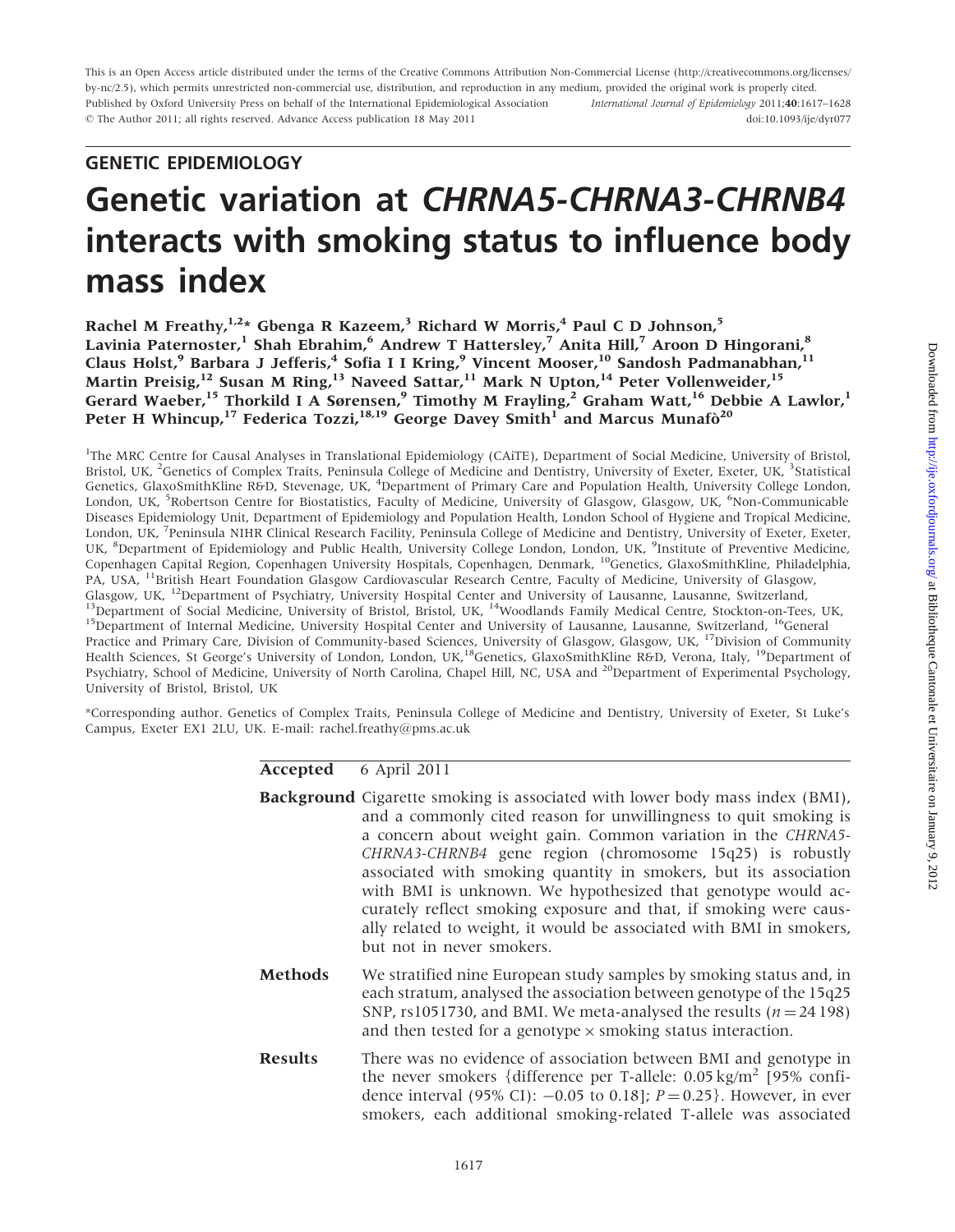This is an Open Access article distributed under the terms of the Creative Commons Attribution Non-Commercial License (http://creativecommons.org/licenses/by-nc/2.5), which permits unrestricted non-commercial use, distribution, and reproduction in any medium, provided the original work is properly cited.

Published by Oxford University Press on behalf of the International Epidemiological Association

© The Author 2011; all rights reserved. Advance Access publication 18 May 2011

doi:10.1093/ije/dyr077

## GENETIC EPIDEMIOLOGY

# Genetic variation at *CHRNA5-CHRNA3-CHRNB4* interacts with smoking status to influence body mass index

**Rachel M Freathy,[1,2]\* Gbenga R Kazeem,[3] Richard W Morris,[4] Paul C D Johnson,[5] Lavinia Paternoster,[1] Shah Ebrahim,[6] Andrew T Hattersley,[7] Anita Hill,[7] Aroon D Hingorani,[8] Claus Holst,[9] Barbara J Jefferis,[4] Sofia I I Kring,[9] Vincent Mooser,[10] Sandosh Padmanabhan,[11] Martin Preisig,[12] Susan M Ring,[13] Naveed Sattar,[11] Mark N Upton,[14] Peter Vollenweider,[15] Gerard Waeber,[15] Thorkild I A Sørensen,[9] Timothy M Frayling,[2] Graham Watt,[16] Debbie A Lawlor,[1] Peter H Whincup,[17] Federica Tozzi,[18,19] George Davey Smith[1] and Marcus Munafò[20]**

[1]The MRC Centre for Causal Analyses in Translational Epidemiology (CAiTE), Department of Social Medicine, University of Bristol, Bristol, UK, [2]Genetics of Complex Traits, Peninsula College of Medicine and Dentistry, University of Exeter, Exeter, UK, [3]Statistical Genetics, GlaxoSmithKline R&D, Stevenage, UK, [4]Department of Primary Care and Population Health, University College London, London, UK, [5]Robertson Centre for Biostatistics, Faculty of Medicine, University of Glasgow, Glasgow, UK, [6]Non-Communicable Diseases Epidemiology Unit, Department of Epidemiology and Population Health, London School of Hygiene and Tropical Medicine, London, UK, [7]Peninsula NIHR Clinical Research Facility, Peninsula College of Medicine and Dentistry, University of Exeter, Exeter, UK, [8]Department of Epidemiology and Public Health, University College London, London, UK, [9]Institute of Preventive Medicine, Copenhagen Capital Region, Copenhagen University Hospitals, Copenhagen, Denmark, [10]Genetics, GlaxoSmithKline, Philadelphia, PA, USA, [11]British Heart Foundation Glasgow Cardiovascular Research Centre, Faculty of Medicine, University of Glasgow, Glasgow, UK, [12]Department of Psychiatry, University Hospital Center and University of Lausanne, Lausanne, Switzerland, [13]Department of Social Medicine, University of Bristol, Bristol, UK, [14]Woodlands Family Medical Centre, Stockton-on-Tees, UK, [15]Department of Internal Medicine, University Hospital Center and University of Lausanne, Lausanne, Switzerland, [16]General Practice and Primary Care, Division of Community-based Sciences, University of Glasgow, Glasgow, UK, [17]Division of Community Health Sciences, St George's University of London, London, UK,[18]Genetics, GlaxoSmithKline R&D, Verona, Italy, [19]Department of Psychiatry, School of Medicine, University of North Carolina, Chapel Hill, NC, USA and [20]Department of Experimental Psychology, University of Bristol, Bristol, UK

\*Corresponding author. Genetics of Complex Traits, Peninsula College of Medicine and Dentistry, University of Exeter, St Luke's Campus, Exeter EX1 2LU, UK. E-mail: rachel.freathy@pms.ac.uk

**Accepted** 6 April 2011

**Background** Cigarette smoking is associated with lower body mass index (BMI), and a commonly cited reason for unwillingness to quit smoking is a concern about weight gain. Common variation in the *CHRNA5-CHRNA3-CHRNB4* gene region (chromosome 15q25) is robustly associated with smoking quantity in smokers, but its association with BMI is unknown. We hypothesized that genotype would accurately reflect smoking exposure and that, if smoking were causally related to weight, it would be associated with BMI in smokers, but not in never smokers.

**Methods** We stratified nine European study samples by smoking status and, in each stratum, analysed the association between genotype of the 15q25 SNP, rs1051730, and BMI. We meta-analysed the results ($n = 24\,198$) and then tested for a genotype × smoking status interaction.

**Results** There was no evidence of association between BMI and genotype in the never smokers {difference per T-allele: 0.05 kg/m$^2$ [95% confidence interval (95% CI): −0.05 to 0.18]; $P = 0.25$}. However, in ever smokers, each additional smoking-related T-allele was associated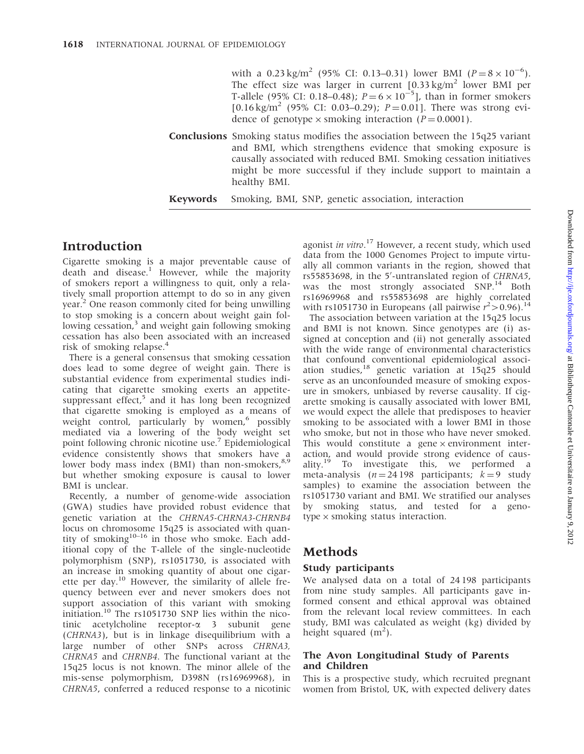with a 0.23 kg/m$^2$ (95% CI: 0.13–0.31) lower BMI ($P = 8 \times 10^{-6}$). The effect size was larger in current [0.33 kg/m$^2$ lower BMI per T-allele (95% CI: 0.18–0.48); $P = 6 \times 10^{-5}$], than in former smokers [0.16 kg/m$^2$ (95% CI: 0.03–0.29); $P = 0.01$]. There was strong evidence of genotype × smoking interaction ($P = 0.0001$).

**Conclusions** Smoking status modifies the association between the 15q25 variant and BMI, which strengthens evidence that smoking exposure is causally associated with reduced BMI. Smoking cessation initiatives might be more successful if they include support to maintain a healthy BMI.

**Keywords** Smoking, BMI, SNP, genetic association, interaction

## Introduction

Cigarette smoking is a major preventable cause of death and disease.[1] However, while the majority of smokers report a willingness to quit, only a relatively small proportion attempt to do so in any given year.[2] One reason commonly cited for being unwilling to stop smoking is a concern about weight gain following cessation,[3] and weight gain following smoking cessation has also been associated with an increased risk of smoking relapse.[4]

There is a general consensus that smoking cessation does lead to some degree of weight gain. There is substantial evidence from experimental studies indicating that cigarette smoking exerts an appetite-suppressant effect,[5] and it has long been recognized that cigarette smoking is employed as a means of weight control, particularly by women,[6] possibly mediated via a lowering of the body weight set point following chronic nicotine use.[7] Epidemiological evidence consistently shows that smokers have a lower body mass index (BMI) than non-smokers,[8,9] but whether smoking exposure is causal to lower BMI is unclear.

Recently, a number of genome-wide association (GWA) studies have provided robust evidence that genetic variation at the *CHRNA5-CHRNA3-CHRNB4* locus on chromosome 15q25 is associated with quantity of smoking[10–16] in those who smoke. Each additional copy of the T-allele of the single-nucleotide polymorphism (SNP), rs1051730, is associated with an increase in smoking quantity of about one cigarette per day.[10] However, the similarity of allele frequency between ever and never smokers does not support association of this variant with smoking initiation.[10] The rs1051730 SNP lies within the nicotinic acetylcholine receptor-α 3 subunit gene (*CHRNA3*), but is in linkage disequilibrium with a large number of other SNPs across *CHRNA3*, *CHRNA5* and *CHRNB4*. The functional variant at the 15q25 locus is not known. The minor allele of the mis-sense polymorphism, D398N (rs16969968), in *CHRNA5*, conferred a reduced response to a nicotinic agonist *in vitro*.[17] However, a recent study, which used data from the 1000 Genomes Project to impute virtually all common variants in the region, showed that rs55853698, in the 5′-untranslated region of *CHRNA5*, was the most strongly associated SNP.[14] Both rs16969968 and rs55853698 are highly correlated with rs1051730 in Europeans (all pairwise $r^2 > 0.96$).[14]

The association between variation at the 15q25 locus and BMI is not known. Since genotypes are (i) assigned at conception and (ii) not generally associated with the wide range of environmental characteristics that confound conventional epidemiological association studies,[18] genetic variation at 15q25 should serve as an unconfounded measure of smoking exposure in smokers, unbiased by reverse causality. If cigarette smoking is causally associated with lower BMI, we would expect the allele that predisposes to heavier smoking to be associated with a lower BMI in those who smoke, but not in those who have never smoked. This would constitute a gene × environment interaction, and would provide strong evidence of causality.[19] To investigate this, we performed a meta-analysis ($n = 24\,198$ participants; $k = 9$ study samples) to examine the association between the rs1051730 variant and BMI. We stratified our analyses by smoking status, and tested for a genotype × smoking status interaction.

## Methods

### Study participants

We analysed data on a total of 24 198 participants from nine study samples. All participants gave informed consent and ethical approval was obtained from the relevant local review committees. In each study, BMI was calculated as weight (kg) divided by height squared (m$^2$).

### The Avon Longitudinal Study of Parents and Children

This is a prospective study, which recruited pregnant women from Bristol, UK, with expected delivery dates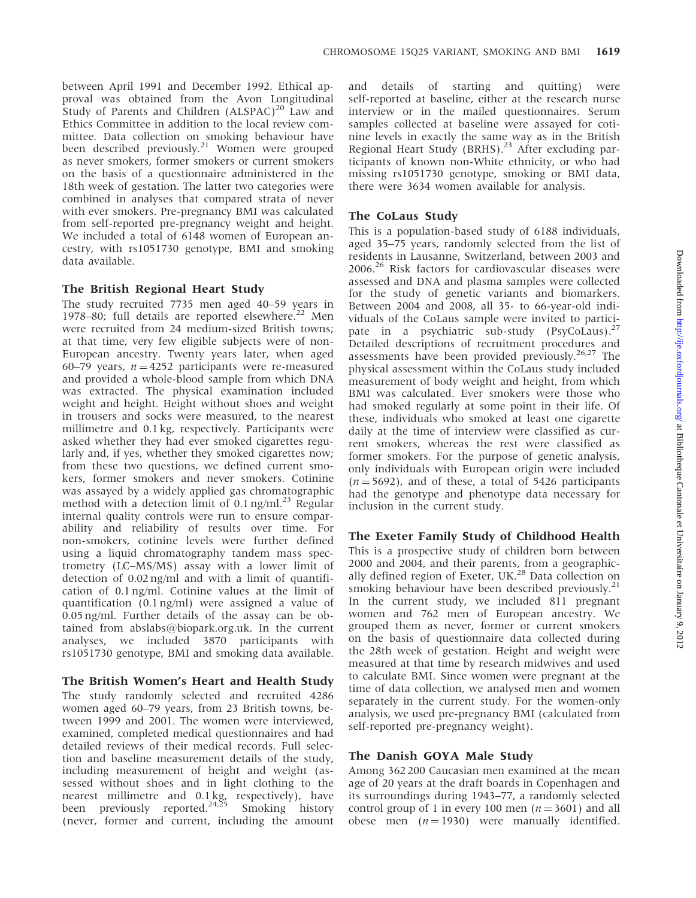between April 1991 and December 1992. Ethical approval was obtained from the Avon Longitudinal Study of Parents and Children (ALSPAC)[20] Law and Ethics Committee in addition to the local review committee. Data collection on smoking behaviour have been described previously.[21] Women were grouped as never smokers, former smokers or current smokers on the basis of a questionnaire administered in the 18th week of gestation. The latter two categories were combined in analyses that compared strata of never with ever smokers. Pre-pregnancy BMI was calculated from self-reported pre-pregnancy weight and height. We included a total of 6148 women of European ancestry, with rs1051730 genotype, BMI and smoking data available.

### The British Regional Heart Study

The study recruited 7735 men aged 40–59 years in 1978–80; full details are reported elsewhere.[22] Men were recruited from 24 medium-sized British towns; at that time, very few eligible subjects were of non-European ancestry. Twenty years later, when aged 60–79 years, $n = 4252$ participants were re-measured and provided a whole-blood sample from which DNA was extracted. The physical examination included weight and height. Height without shoes and weight in trousers and socks were measured, to the nearest millimetre and 0.1 kg, respectively. Participants were asked whether they had ever smoked cigarettes regularly and, if yes, whether they smoked cigarettes now; from these two questions, we defined current smokers, former smokers and never smokers. Cotinine was assayed by a widely applied gas chromatographic method with a detection limit of 0.1 ng/ml.[23] Regular internal quality controls were run to ensure comparability and reliability of results over time. For non-smokers, cotinine levels were further defined using a liquid chromatography tandem mass spectrometry (LC–MS/MS) assay with a lower limit of detection of 0.02 ng/ml and with a limit of quantification of 0.1 ng/ml. Cotinine values at the limit of quantification (0.1 ng/ml) were assigned a value of 0.05 ng/ml. Further details of the assay can be obtained from abslabs@biopark.org.uk. In the current analyses, we included 3870 participants with rs1051730 genotype, BMI and smoking data available.

### The British Women's Heart and Health Study

The study randomly selected and recruited 4286 women aged 60–79 years, from 23 British towns, between 1999 and 2001. The women were interviewed, examined, completed medical questionnaires and had detailed reviews of their medical records. Full selection and baseline measurement details of the study, including measurement of height and weight (assessed without shoes and in light clothing to the nearest millimetre and 0.1 kg, respectively), have been previously reported.[24,25] Smoking history (never, former and current, including the amount and details of starting and quitting) were self-reported at baseline, either at the research nurse interview or in the mailed questionnaires. Serum samples collected at baseline were assayed for cotinine levels in exactly the same way as in the British Regional Heart Study (BRHS).[23] After excluding participants of known non-White ethnicity, or who had missing rs1051730 genotype, smoking or BMI data, there were 3634 women available for analysis.

### The CoLaus Study

This is a population-based study of 6188 individuals, aged 35–75 years, randomly selected from the list of residents in Lausanne, Switzerland, between 2003 and 2006.[26] Risk factors for cardiovascular diseases were assessed and DNA and plasma samples were collected for the study of genetic variants and biomarkers. Between 2004 and 2008, all 35- to 66-year-old individuals of the CoLaus sample were invited to participate in a psychiatric sub-study (PsyCoLaus).[27] Detailed descriptions of recruitment procedures and assessments have been provided previously.[26,27] The physical assessment within the CoLaus study included measurement of body weight and height, from which BMI was calculated. Ever smokers were those who had smoked regularly at some point in their life. Of these, individuals who smoked at least one cigarette daily at the time of interview were classified as current smokers, whereas the rest were classified as former smokers. For the purpose of genetic analysis, only individuals with European origin were included ($n = 5692$), and of these, a total of 5426 participants had the genotype and phenotype data necessary for inclusion in the current study.

### The Exeter Family Study of Childhood Health

This is a prospective study of children born between 2000 and 2004, and their parents, from a geographically defined region of Exeter, UK.[28] Data collection on smoking behaviour have been described previously.[21] In the current study, we included 811 pregnant women and 762 men of European ancestry. We grouped them as never, former or current smokers on the basis of questionnaire data collected during the 28th week of gestation. Height and weight were measured at that time by research midwives and used to calculate BMI. Since women were pregnant at the time of data collection, we analysed men and women separately in the current study. For the women-only analysis, we used pre-pregnancy BMI (calculated from self-reported pre-pregnancy weight).

### The Danish GOYA Male Study

Among 362 200 Caucasian men examined at the mean age of 20 years at the draft boards in Copenhagen and its surroundings during 1943–77, a randomly selected control group of 1 in every 100 men ($n = 3601$) and all obese men ($n = 1930$) were manually identified.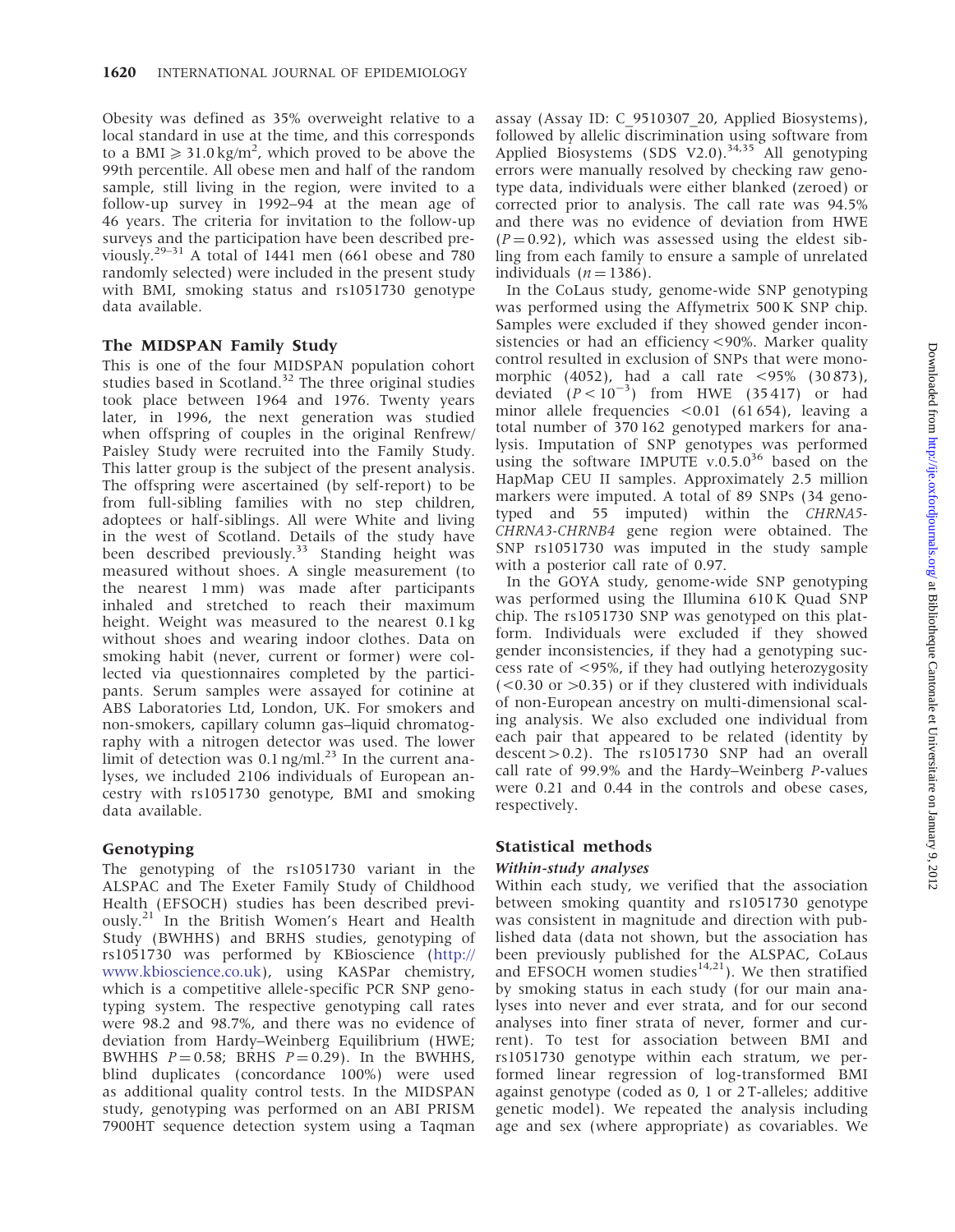Obesity was defined as 35% overweight relative to a local standard in use at the time, and this corresponds to a BMI $\geqslant 31.0\,\text{kg/m}^2$, which proved to be above the 99th percentile. All obese men and half of the random sample, still living in the region, were invited to a follow-up survey in 1992–94 at the mean age of 46 years. The criteria for invitation to the follow-up surveys and the participation have been described previously.[29–31] A total of 1441 men (661 obese and 780 randomly selected) were included in the present study with BMI, smoking status and rs1051730 genotype data available.

### The MIDSPAN Family Study

This is one of the four MIDSPAN population cohort studies based in Scotland.[32] The three original studies took place between 1964 and 1976. Twenty years later, in 1996, the next generation was studied when offspring of couples in the original Renfrew/Paisley Study were recruited into the Family Study. This latter group is the subject of the present analysis. The offspring were ascertained (by self-report) to be from full-sibling families with no step children, adoptees or half-siblings. All were White and living in the west of Scotland. Details of the study have been described previously.[33] Standing height was measured without shoes. A single measurement (to the nearest 1 mm) was made after participants inhaled and stretched to reach their maximum height. Weight was measured to the nearest 0.1 kg without shoes and wearing indoor clothes. Data on smoking habit (never, current or former) were collected via questionnaires completed by the participants. Serum samples were assayed for cotinine at ABS Laboratories Ltd, London, UK. For smokers and non-smokers, capillary column gas–liquid chromatography with a nitrogen detector was used. The lower limit of detection was 0.1 ng/ml.[23] In the current analyses, we included 2106 individuals of European ancestry with rs1051730 genotype, BMI and smoking data available.

## Genotyping

The genotyping of the rs1051730 variant in the ALSPAC and The Exeter Family Study of Childhood Health (EFSOCH) studies has been described previously.[21] In the British Women's Heart and Health Study (BWHHS) and BRHS studies, genotyping of rs1051730 was performed by KBioscience (http://www.kbioscience.co.uk), using KASPar chemistry, which is a competitive allele-specific PCR SNP genotyping system. The respective genotyping call rates were 98.2 and 98.7%, and there was no evidence of deviation from Hardy–Weinberg Equilibrium (HWE; BWHHS $P = 0.58$; BRHS $P = 0.29$). In the BWHHS, blind duplicates (concordance 100%) were used as additional quality control tests. In the MIDSPAN study, genotyping was performed on an ABI PRISM 7900HT sequence detection system using a Taqman assay (Assay ID: C_9510307_20, Applied Biosystems), followed by allelic discrimination using software from Applied Biosystems (SDS V2.0).[34,35] All genotyping errors were manually resolved by checking raw genotype data, individuals were either blanked (zeroed) or corrected prior to analysis. The call rate was 94.5% and there was no evidence of deviation from HWE ($P = 0.92$), which was assessed using the eldest sibling from each family to ensure a sample of unrelated individuals ($n = 1386$).

In the CoLaus study, genome-wide SNP genotyping was performed using the Affymetrix 500 K SNP chip. Samples were excluded if they showed gender inconsistencies or had an efficiency <90%. Marker quality control resulted in exclusion of SNPs that were monomorphic (4052), had a call rate <95% (30 873), deviated ($P < 10^{-3}$) from HWE (35 417) or had minor allele frequencies <0.01 (61 654), leaving a total number of 370 162 genotyped markers for analysis. Imputation of SNP genotypes was performed using the software IMPUTE v.0.5.0[36] based on the HapMap CEU II samples. Approximately 2.5 million markers were imputed. A total of 89 SNPs (34 genotyped and 55 imputed) within the *CHRNA5-CHRNA3-CHRNB4* gene region were obtained. The SNP rs1051730 was imputed in the study sample with a posterior call rate of 0.97.

In the GOYA study, genome-wide SNP genotyping was performed using the Illumina 610 K Quad SNP chip. The rs1051730 SNP was genotyped on this platform. Individuals were excluded if they showed gender inconsistencies, if they had a genotyping success rate of <95%, if they had outlying heterozygosity (<0.30 or >0.35) or if they clustered with individuals of non-European ancestry on multi-dimensional scaling analysis. We also excluded one individual from each pair that appeared to be related (identity by descent > 0.2). The rs1051730 SNP had an overall call rate of 99.9% and the Hardy–Weinberg *P*-values were 0.21 and 0.44 in the controls and obese cases, respectively.

## Statistical methods

### *Within-study analyses*

Within each study, we verified that the association between smoking quantity and rs1051730 genotype was consistent in magnitude and direction with published data (data not shown, but the association has been previously published for the ALSPAC, CoLaus and EFSOCH women studies[14,21]). We then stratified by smoking status in each study (for our main analyses into never and ever strata, and for our second analyses into finer strata of never, former and current). To test for association between BMI and rs1051730 genotype within each stratum, we performed linear regression of log-transformed BMI against genotype (coded as 0, 1 or 2 T-alleles; additive genetic model). We repeated the analysis including age and sex (where appropriate) as covariables. We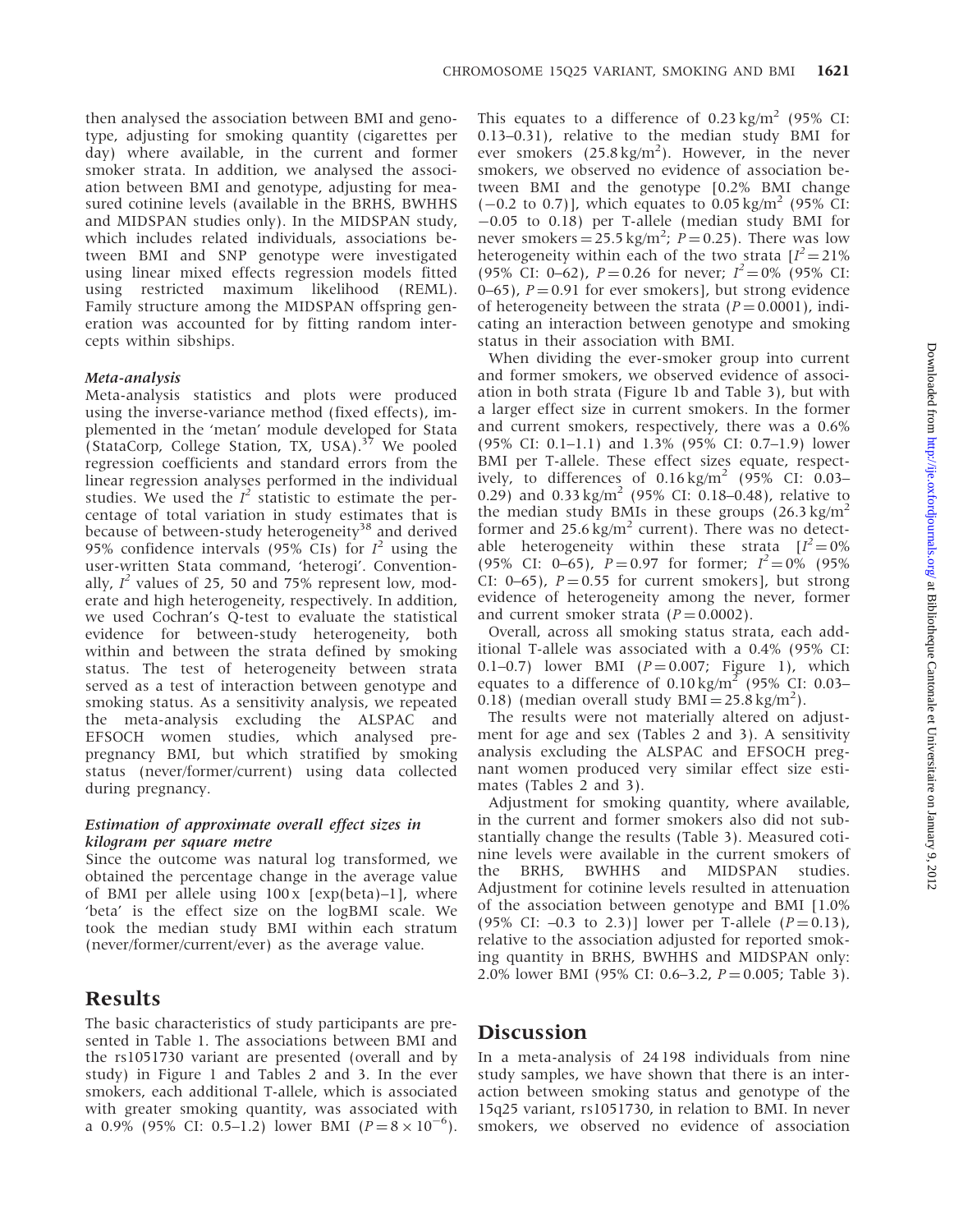then analysed the association between BMI and genotype, adjusting for smoking quantity (cigarettes per day) where available, in the current and former smoker strata. In addition, we analysed the association between BMI and genotype, adjusting for measured cotinine levels (available in the BRHS, BWHHS and MIDSPAN studies only). In the MIDSPAN study, which includes related individuals, associations between BMI and SNP genotype were investigated using linear mixed effects regression models fitted using restricted maximum likelihood (REML). Family structure among the MIDSPAN offspring generation was accounted for by fitting random intercepts within sibships.

### Meta-analysis

Meta-analysis statistics and plots were produced using the inverse-variance method (fixed effects), implemented in the 'metan' module developed for Stata (StataCorp, College Station, TX, USA).[37] We pooled regression coefficients and standard errors from the linear regression analyses performed in the individual studies. We used the $I^2$ statistic to estimate the percentage of total variation in study estimates that is because of between-study heterogeneity[38] and derived 95% confidence intervals (95% CIs) for $I^2$ using the user-written Stata command, 'heterogi'. Conventionally, $I^2$ values of 25, 50 and 75% represent low, moderate and high heterogeneity, respectively. In addition, we used Cochran's Q-test to evaluate the statistical evidence for between-study heterogeneity, both within and between the strata defined by smoking status. The test of heterogeneity between strata served as a test of interaction between genotype and smoking status. As a sensitivity analysis, we repeated the meta-analysis excluding the ALSPAC and EFSOCH women studies, which analysed pre-pregnancy BMI, but which stratified by smoking status (never/former/current) using data collected during pregnancy.

### Estimation of approximate overall effect sizes in kilogram per square metre

Since the outcome was natural log transformed, we obtained the percentage change in the average value of BMI per allele using $100 \times [\exp(\text{beta}) - 1]$, where 'beta' is the effect size on the logBMI scale. We took the median study BMI within each stratum (never/former/current/ever) as the average value.

## Results

The basic characteristics of study participants are presented in Table 1. The associations between BMI and the rs1051730 variant are presented (overall and by study) in Figure 1 and Tables 2 and 3. In the ever smokers, each additional T-allele, which is associated with greater smoking quantity, was associated with a 0.9% (95% CI: 0.5–1.2) lower BMI ($P = 8 \times 10^{-6}$). This equates to a difference of 0.23 $\text{kg/m}^2$ (95% CI: 0.13–0.31), relative to the median study BMI for ever smokers (25.8 $\text{kg/m}^2$). However, in the never smokers, we observed no evidence of association between BMI and the genotype [0.2% BMI change (−0.2 to 0.7)], which equates to 0.05 $\text{kg/m}^2$ (95% CI: −0.05 to 0.18) per T-allele (median study BMI for never smokers = 25.5 $\text{kg/m}^2$; $P = 0.25$). There was low heterogeneity within each of the two strata [$I^2 = 21\%$ (95% CI: 0–62), $P = 0.26$ for never; $I^2 = 0\%$ (95% CI: 0–65), $P = 0.91$ for ever smokers], but strong evidence of heterogeneity between the strata ($P = 0.0001$), indicating an interaction between genotype and smoking status in their association with BMI.

When dividing the ever-smoker group into current and former smokers, we observed evidence of association in both strata (Figure 1b and Table 3), but with a larger effect size in current smokers. In the former and current smokers, respectively, there was a 0.6% (95% CI: 0.1–1.1) and 1.3% (95% CI: 0.7–1.9) lower BMI per T-allele. These effect sizes equate, respectively, to differences of 0.16 $\text{kg/m}^2$ (95% CI: 0.03–0.29) and 0.33 $\text{kg/m}^2$ (95% CI: 0.18–0.48), relative to the median study BMIs in these groups (26.3 $\text{kg/m}^2$ former and 25.6 $\text{kg/m}^2$ current). There was no detectable heterogeneity within these strata [$I^2 = 0\%$ (95% CI: 0–65), $P = 0.97$ for former; $I^2 = 0\%$ (95% CI: 0–65), $P = 0.55$ for current smokers], but strong evidence of heterogeneity among the never, former and current smoker strata ($P = 0.0002$).

Overall, across all smoking status strata, each additional T-allele was associated with a 0.4% (95% CI: 0.1–0.7) lower BMI ($P = 0.007$; Figure 1), which equates to a difference of 0.10 $\text{kg/m}^2$ (95% CI: 0.03–0.18) (median overall study BMI = 25.8 $\text{kg/m}^2$).

The results were not materially altered on adjustment for age and sex (Tables 2 and 3). A sensitivity analysis excluding the ALSPAC and EFSOCH pregnant women produced very similar effect size estimates (Tables 2 and 3).

Adjustment for smoking quantity, where available, in the current and former smokers also did not substantially change the results (Table 3). Measured cotinine levels were available in the current smokers of the BRHS, BWHHS and MIDSPAN studies. Adjustment for cotinine levels resulted in attenuation of the association between genotype and BMI [1.0% (95% CI: –0.3 to 2.3)] lower per T-allele ($P = 0.13$), relative to the association adjusted for reported smoking quantity in BRHS, BWHHS and MIDSPAN only: 2.0% lower BMI (95% CI: 0.6–3.2, $P = 0.005$; Table 3).

## Discussion

In a meta-analysis of 24 198 individuals from nine study samples, we have shown that there is an interaction between smoking status and genotype of the 15q25 variant, rs1051730, in relation to BMI. In never smokers, we observed no evidence of association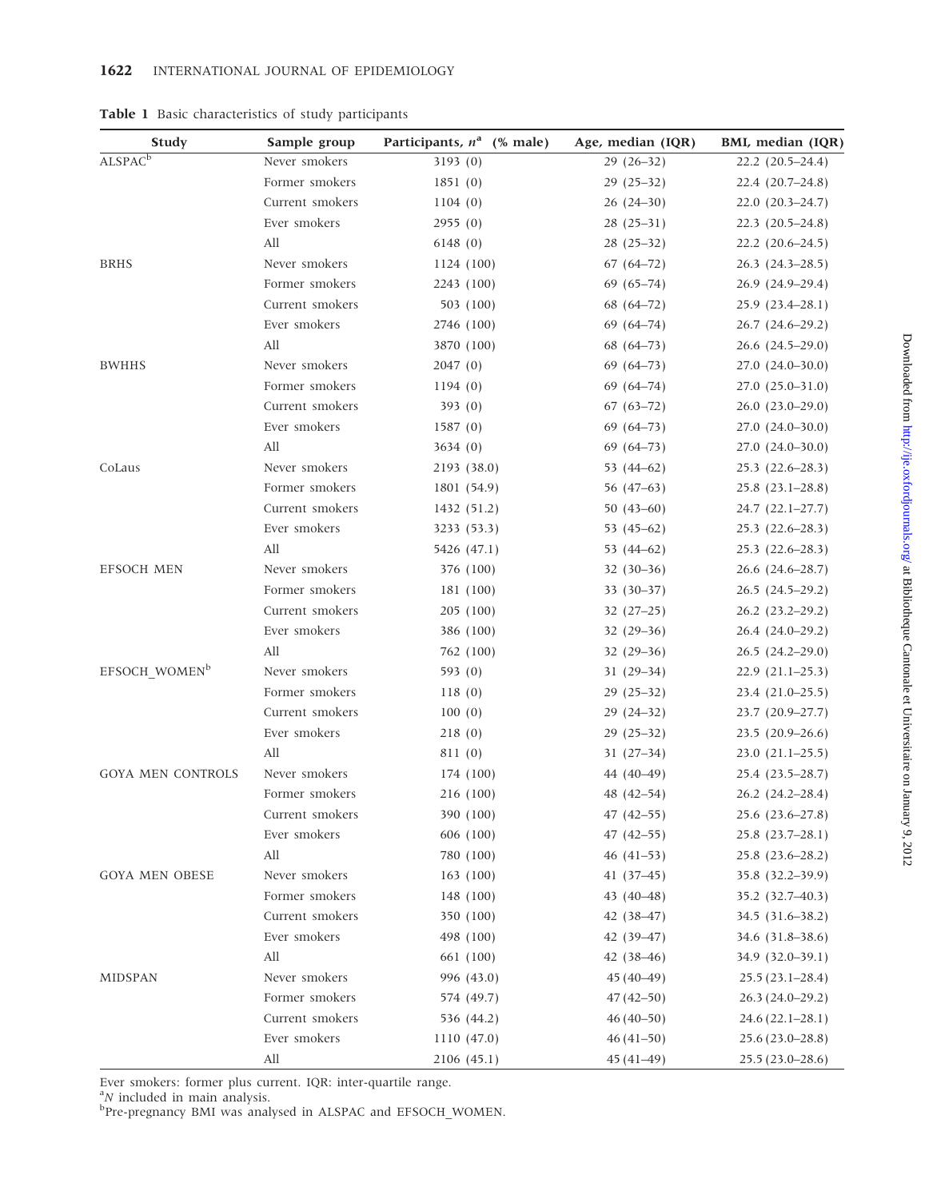**Table 1** Basic characteristics of study participants

| Study | Sample group | Participants, $n$[a] (% male) | Age, median (IQR) | BMI, median (IQR) |
|---|---|---|---|---|
| ALSPAC[b] | Never smokers | 3193 (0) | 29 (26–32) | 22.2 (20.5–24.4) |
| | Former smokers | 1851 (0) | 29 (25–32) | 22.4 (20.7–24.8) |
| | Current smokers | 1104 (0) | 26 (24–30) | 22.0 (20.3–24.7) |
| | Ever smokers | 2955 (0) | 28 (25–31) | 22.3 (20.5–24.8) |
| | All | 6148 (0) | 28 (25–32) | 22.2 (20.6–24.5) |
| BRHS | Never smokers | 1124 (100) | 67 (64–72) | 26.3 (24.3–28.5) |
| | Former smokers | 2243 (100) | 69 (65–74) | 26.9 (24.9–29.4) |
| | Current smokers | 503 (100) | 68 (64–72) | 25.9 (23.4–28.1) |
| | Ever smokers | 2746 (100) | 69 (64–74) | 26.7 (24.6–29.2) |
| | All | 3870 (100) | 68 (64–73) | 26.6 (24.5–29.0) |
| BWHHS | Never smokers | 2047 (0) | 69 (64–73) | 27.0 (24.0–30.0) |
| | Former smokers | 1194 (0) | 69 (64–74) | 27.0 (25.0–31.0) |
| | Current smokers | 393 (0) | 67 (63–72) | 26.0 (23.0–29.0) |
| | Ever smokers | 1587 (0) | 69 (64–73) | 27.0 (24.0–30.0) |
| | All | 3634 (0) | 69 (64–73) | 27.0 (24.0–30.0) |
| CoLaus | Never smokers | 2193 (38.0) | 53 (44–62) | 25.3 (22.6–28.3) |
| | Former smokers | 1801 (54.9) | 56 (47–63) | 25.8 (23.1–28.8) |
| | Current smokers | 1432 (51.2) | 50 (43–60) | 24.7 (22.1–27.7) |
| | Ever smokers | 3233 (53.3) | 53 (45–62) | 25.3 (22.6–28.3) |
| | All | 5426 (47.1) | 53 (44–62) | 25.3 (22.6–28.3) |
| EFSOCH MEN | Never smokers | 376 (100) | 32 (30–36) | 26.6 (24.6–28.7) |
| | Former smokers | 181 (100) | 33 (30–37) | 26.5 (24.5–29.2) |
| | Current smokers | 205 (100) | 32 (27–25) | 26.2 (23.2–29.2) |
| | Ever smokers | 386 (100) | 32 (29–36) | 26.4 (24.0–29.2) |
| | All | 762 (100) | 32 (29–36) | 26.5 (24.2–29.0) |
| EFSOCH_WOMEN[b] | Never smokers | 593 (0) | 31 (29–34) | 22.9 (21.1–25.3) |
| | Former smokers | 118 (0) | 29 (25–32) | 23.4 (21.0–25.5) |
| | Current smokers | 100 (0) | 29 (24–32) | 23.7 (20.9–27.7) |
| | Ever smokers | 218 (0) | 29 (25–32) | 23.5 (20.9–26.6) |
| | All | 811 (0) | 31 (27–34) | 23.0 (21.1–25.5) |
| GOYA MEN CONTROLS | Never smokers | 174 (100) | 44 (40–49) | 25.4 (23.5–28.7) |
| | Former smokers | 216 (100) | 48 (42–54) | 26.2 (24.2–28.4) |
| | Current smokers | 390 (100) | 47 (42–55) | 25.6 (23.6–27.8) |
| | Ever smokers | 606 (100) | 47 (42–55) | 25.8 (23.7–28.1) |
| | All | 780 (100) | 46 (41–53) | 25.8 (23.6–28.2) |
| GOYA MEN OBESE | Never smokers | 163 (100) | 41 (37–45) | 35.8 (32.2–39.9) |
| | Former smokers | 148 (100) | 43 (40–48) | 35.2 (32.7–40.3) |
| | Current smokers | 350 (100) | 42 (38–47) | 34.5 (31.6–38.2) |
| | Ever smokers | 498 (100) | 42 (39–47) | 34.6 (31.8–38.6) |
| | All | 661 (100) | 42 (38–46) | 34.9 (32.0–39.1) |
| MIDSPAN | Never smokers | 996 (43.0) | 45 (40–49) | 25.5 (23.1–28.4) |
| | Former smokers | 574 (49.7) | 47 (42–50) | 26.3 (24.0–29.2) |
| | Current smokers | 536 (44.2) | 46 (40–50) | 24.6 (22.1–28.1) |
| | Ever smokers | 1110 (47.0) | 46 (41–50) | 25.6 (23.0–28.8) |
| | All | 2106 (45.1) | 45 (41–49) | 25.5 (23.0–28.6) |

Ever smokers: former plus current. IQR: inter-quartile range.
[a]$N$ included in main analysis.
[b]Pre-pregnancy BMI was analysed in ALSPAC and EFSOCH_WOMEN.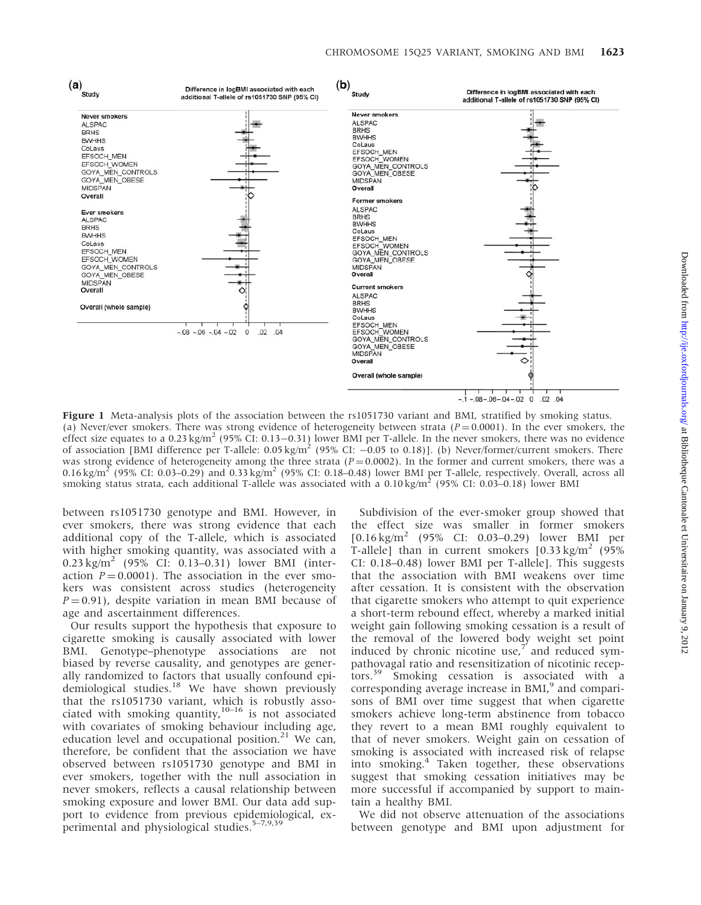Figure 1 Meta-analysis plots of the association between the rs1051730 variant and BMI, stratified by smoking status. (a) Never/ever smokers. There was strong evidence of heterogeneity between strata ($P = 0.0001$). In the ever smokers, the effect size equates to a 0.23 kg/m$^2$ (95% CI: 0.13–0.31) lower BMI per T-allele. In the never smokers, there was no evidence of association [BMI difference per T-allele: 0.05 kg/m$^2$ (95% CI: −0.05 to 0.18)]. (b) Never/former/current smokers. There was strong evidence of heterogeneity among the three strata ($P = 0.0002$). In the former and current smokers, there was a 0.16 kg/m$^2$ (95% CI: 0.03–0.29) and 0.33 kg/m$^2$ (95% CI: 0.18–0.48) lower BMI per T-allele, respectively. Overall, across all smoking status strata, each additional T-allele was associated with a 0.10 kg/m$^2$ (95% CI: 0.03–0.18) lower BMI

between rs1051730 genotype and BMI. However, in ever smokers, there was strong evidence that each additional copy of the T-allele, which is associated with higher smoking quantity, was associated with a 0.23 kg/m$^2$ (95% CI: 0.13–0.31) lower BMI (interaction $P = 0.0001$). The association in the ever smokers was consistent across studies (heterogeneity $P = 0.91$), despite variation in mean BMI because of age and ascertainment differences.

Our results support the hypothesis that exposure to cigarette smoking is causally associated with lower BMI. Genotype–phenotype associations are not biased by reverse causality, and genotypes are generally randomized to factors that usually confound epidemiological studies.[18] We have shown previously that the rs1051730 variant, which is robustly associated with smoking quantity,[10–16] is not associated with covariates of smoking behaviour including age, education level and occupational position.[21] We can, therefore, be confident that the association we have observed between rs1051730 genotype and BMI in ever smokers, together with the null association in never smokers, reflects a causal relationship between smoking exposure and lower BMI. Our data add support to evidence from previous epidemiological, experimental and physiological studies.[5–7,9,39]

Subdivision of the ever-smoker group showed that the effect size was smaller in former smokers [0.16 kg/m$^2$ (95% CI: 0.03–0.29) lower BMI per T-allele] than in current smokers [0.33 kg/m$^2$ (95% CI: 0.18–0.48) lower BMI per T-allele]. This suggests that the association with BMI weakens over time after cessation. It is consistent with the observation that cigarette smokers who attempt to quit experience a short-term rebound effect, whereby a marked initial weight gain following smoking cessation is a result of the removal of the lowered body weight set point induced by chronic nicotine use,[7] and reduced sympathovagal ratio and resensitization of nicotinic receptors.[39] Smoking cessation is associated with a corresponding average increase in BMI,[9] and comparisons of BMI over time suggest that when cigarette smokers achieve long-term abstinence from tobacco they revert to a mean BMI roughly equivalent to that of never smokers. Weight gain on cessation of smoking is associated with increased risk of relapse into smoking.[4] Taken together, these observations suggest that smoking cessation initiatives may be more successful if accompanied by support to maintain a healthy BMI.

We did not observe attenuation of the associations between genotype and BMI upon adjustment for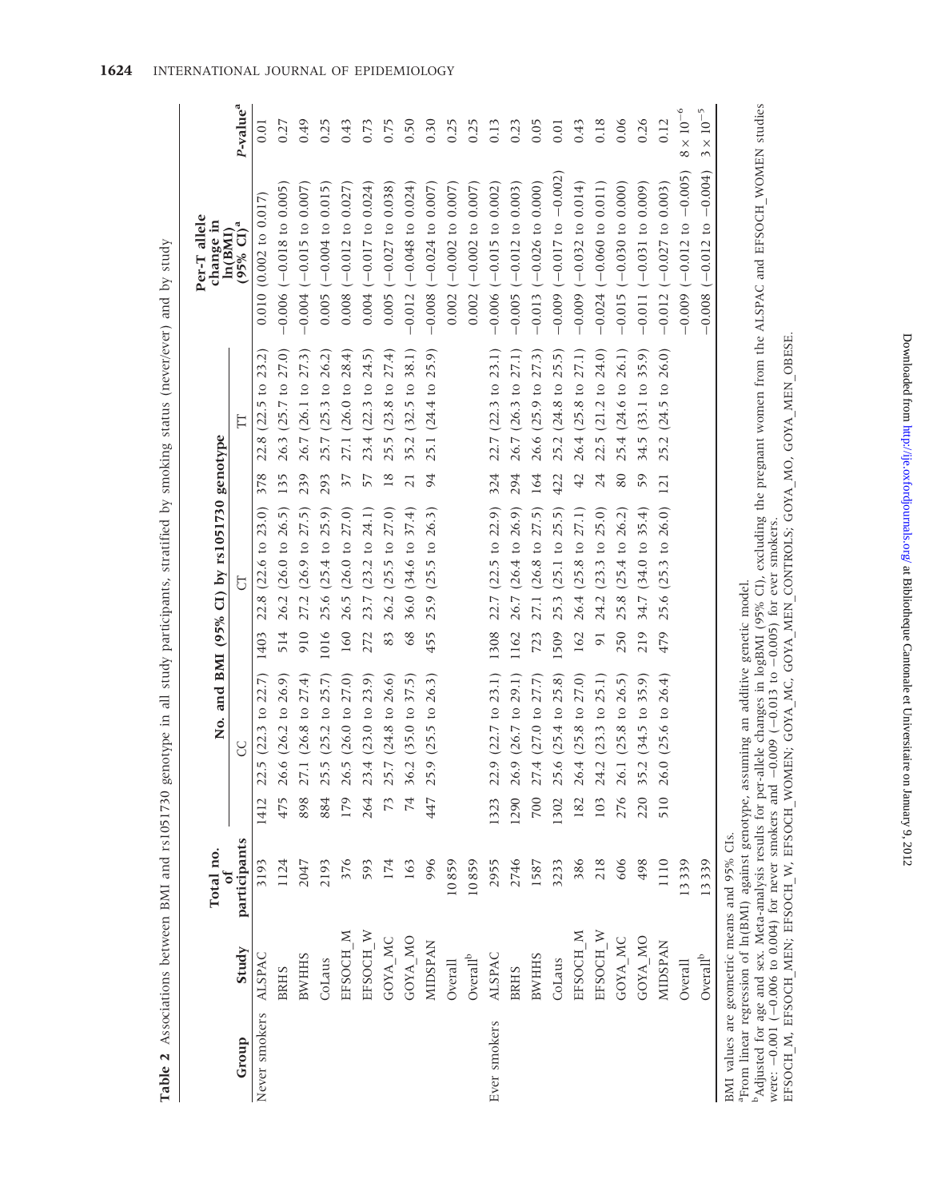**Table 2** Associations between BMI and rs1051730 genotype in all study participants, stratified by smoking status (never/ever) and by study

| Group | Study | Total no. of participants | No. and BMI (95% CI) by rs1051730 genotype | | | | | | Per-T allele change in ln(BMI) (95% CI)[a] | P-value[a] |
|---|---|---|---|---|---|---|---|---|---|---|
| | | | CC | | CT | | TT | | | |
| Never smokers | ALSPAC | 3193 | 1412 | 22.5 (22.3 to 22.7) | 1403 | 22.8 (22.6 to 23.0) | 378 | 22.8 (22.5 to 23.2) | 0.010 (0.002 to 0.017) | 0.01 |
| | BRHS | 1124 | 475 | 26.6 (26.2 to 26.9) | 514 | 26.2 (26.0 to 26.5) | 135 | 26.3 (25.7 to 27.0) | −0.006 (−0.018 to 0.005) | 0.27 |
| | BWHHS | 2047 | 898 | 27.1 (26.8 to 27.4) | 910 | 27.2 (26.9 to 27.5) | 239 | 26.7 (26.1 to 27.3) | −0.004 (−0.015 to 0.007) | 0.49 |
| | CoLaus | 2193 | 884 | 25.5 (25.2 to 25.7) | 1016 | 25.6 (25.4 to 25.9) | 293 | 25.7 (25.3 to 26.2) | 0.005 (−0.004 to 0.015) | 0.25 |
| | EFSOCH_M | 376 | 179 | 26.5 (26.0 to 27.0) | 160 | 26.5 (26.0 to 27.0) | 37 | 27.1 (26.0 to 28.4) | 0.008 (−0.012 to 0.027) | 0.43 |
| | EFSOCH_W | 593 | 264 | 23.4 (23.0 to 23.9) | 272 | 23.7 (23.2 to 24.1) | 57 | 23.4 (22.3 to 24.5) | 0.004 (−0.017 to 0.024) | 0.73 |
| | GOYA_MC | 174 | 73 | 25.7 (24.8 to 26.6) | 83 | 26.2 (25.5 to 27.0) | 18 | 25.5 (23.8 to 27.4) | 0.005 (−0.027 to 0.038) | 0.75 |
| | GOYA_MO | 163 | 74 | 36.2 (35.0 to 37.5) | 68 | 36.0 (34.6 to 37.4) | 21 | 35.2 (32.5 to 38.1) | −0.012 (−0.048 to 0.024) | 0.50 |
| | MIDSPAN | 996 | 447 | 25.9 (25.5 to 26.3) | 455 | 25.9 (25.5 to 26.3) | 94 | 25.1 (24.4 to 25.9) | −0.008 (−0.024 to 0.007) | 0.30 |
| | Overall | 10 859 | | | | | | | 0.002 (−0.002 to 0.007) | 0.25 |
| | Overall[b] | 10 859 | | | | | | | 0.002 (−0.002 to 0.007) | 0.25 |
| Ever smokers | ALSPAC | 2955 | 1323 | 22.9 (22.7 to 23.1) | 1308 | 22.7 (22.5 to 22.9) | 324 | 22.7 (22.3 to 23.1) | −0.006 (−0.015 to 0.002) | 0.13 |
| | BRHS | 2746 | 1290 | 26.9 (26.7 to 29.1) | 1162 | 26.7 (26.4 to 26.9) | 294 | 26.7 (26.3 to 27.1) | −0.005 (−0.012 to 0.003) | 0.23 |
| | BWHHS | 1587 | 700 | 27.4 (27.0 to 27.7) | 723 | 27.1 (26.8 to 27.5) | 164 | 26.6 (25.9 to 27.3) | −0.013 (−0.026 to 0.000) | 0.05 |
| | CoLaus | 3233 | 1302 | 25.6 (25.4 to 25.8) | 1509 | 25.3 (25.1 to 25.5) | 422 | 25.2 (24.8 to 25.5) | −0.009 (−0.017 to −0.002) | 0.01 |
| | EFSOCH_M | 386 | 182 | 26.4 (25.8 to 27.0) | 162 | 26.4 (25.8 to 27.1) | 42 | 26.4 (25.8 to 27.1) | −0.009 (−0.032 to 0.014) | 0.43 |
| | EFSOCH_W | 218 | 103 | 24.2 (23.3 to 25.1) | 91 | 24.2 (23.3 to 25.0) | 24 | 22.5 (21.2 to 24.0) | −0.024 (−0.060 to 0.011) | 0.18 |
| | GOYA_MC | 606 | 276 | 26.1 (25.8 to 26.5) | 250 | 25.8 (25.4 to 26.2) | 80 | 25.4 (24.6 to 26.1) | −0.015 (−0.030 to 0.000) | 0.06 |
| | GOYA_MO | 498 | 220 | 35.2 (34.5 to 35.9) | 219 | 34.7 (34.0 to 35.4) | 59 | 34.5 (33.1 to 35.9) | −0.011 (−0.031 to 0.009) | 0.26 |
| | MIDSPAN | 1110 | 510 | 26.0 (25.6 to 26.4) | 479 | 25.6 (25.3 to 26.0) | 121 | 25.2 (24.5 to 26.0) | −0.012 (−0.027 to 0.003) | 0.12 |
| | Overall | 13 339 | | | | | | | −0.009 (−0.012 to −0.005) | $8 \times 10^{-6}$ |
| | Overall[b] | 13 339 | | | | | | | −0.008 (−0.012 to −0.004) | $3 \times 10^{-5}$ |

BMI values are geometric means and 95% CIs.

[a]From linear regression of ln(BMI) against genotype, assuming an additive genetic model.

[b]Adjusted for age and sex. Meta-analysis results for per-allele changes in logBMI (95% CI), excluding the pregnant women from the ALSPAC and EFSOCH_WOMEN studies were: −0.001 (−0.006 to 0.004) for never smokers and −0.009 (−0.013 to −0.005) for ever smokers.

EFSOCH_M, EFSOCH_MEN; EFSOCH_W, EFSOCH_WOMEN; GOYA_MC, GOYA_MEN_CONTROLS; GOYA_MO, GOYA_MEN_OBESE.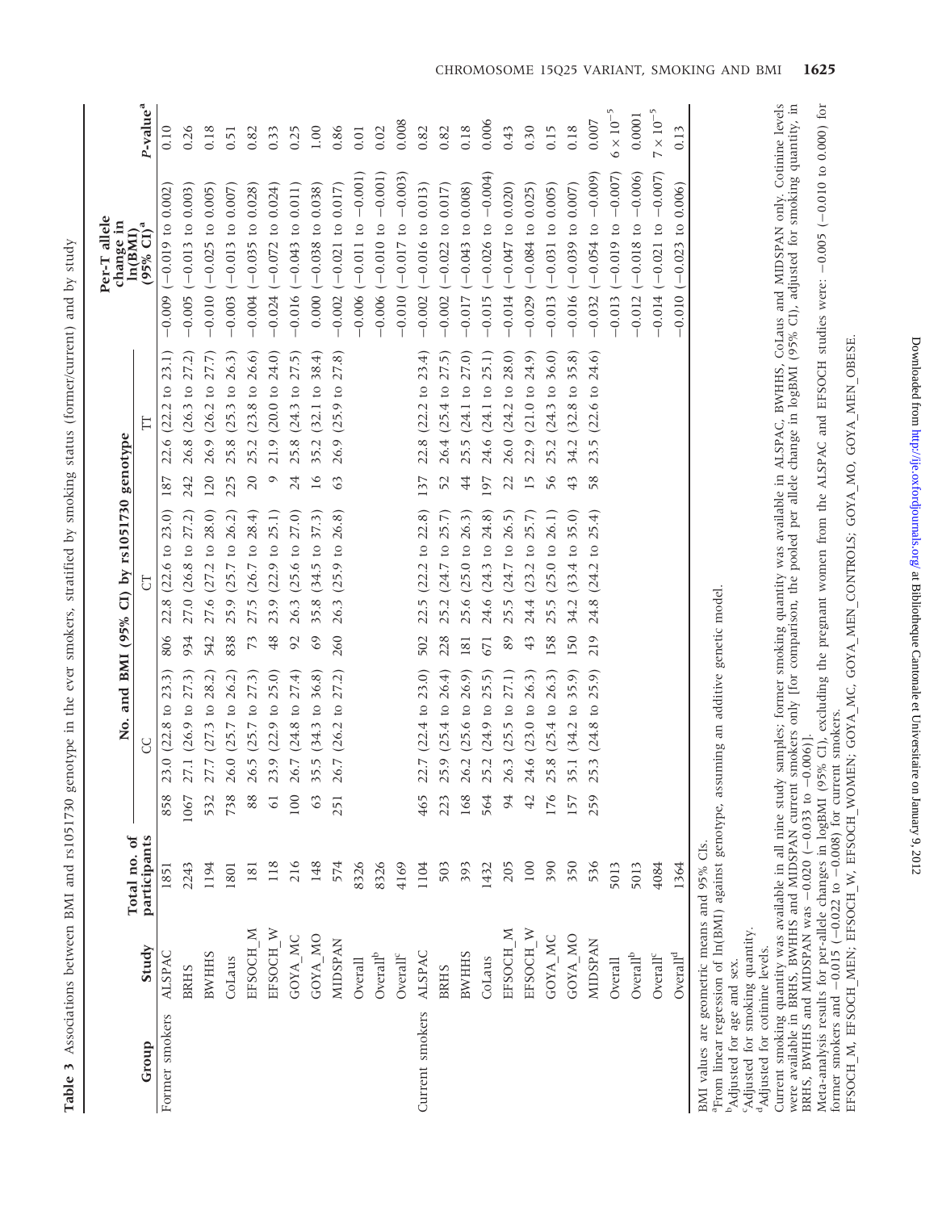**Table 3** Associations between BMI and rs1051730 genotype in the ever smokers, stratified by smoking status (former/current) and by study

| Group | Study | Total no. of participants | No. and BMI (95% CI) by rs1051730 genotype | | | | | | Per-T allele change in ln(BMI) (95% CI)[a] | P-value[a] |
|---|---|---|---|---|---|---|---|---|---|---|
| | | | CC | | CT | | TT | | | |
| Former smokers | ALSPAC | 1851 | 858 | 23.0 (22.8 to 23.3) | 806 | 22.8 (22.6 to 23.0) | 187 | 22.6 (22.2 to 23.1) | −0.009 (−0.019 to 0.002) | 0.10 |
| | BRHS | 2243 | 1067 | 27.1 (26.9 to 27.3) | 934 | 27.0 (26.8 to 27.2) | 242 | 26.8 (26.3 to 27.2) | −0.005 (−0.013 to 0.003) | 0.26 |
| | BWHHS | 1194 | 532 | 27.7 (27.3 to 28.2) | 542 | 27.6 (27.2 to 28.0) | 120 | 26.9 (26.2 to 27.7) | −0.010 (−0.025 to 0.005) | 0.18 |
| | CoLaus | 1801 | 738 | 26.0 (25.7 to 26.2) | 838 | 25.9 (25.7 to 26.2) | 225 | 25.8 (25.3 to 26.3) | −0.003 (−0.013 to 0.007) | 0.51 |
| | EFSOCH_M | 181 | 88 | 26.5 (25.7 to 27.3) | 73 | 27.5 (26.7 to 28.4) | 20 | 25.2 (23.8 to 26.6) | −0.004 (−0.035 to 0.028) | 0.82 |
| | EFSOCH_W | 118 | 61 | 23.9 (22.9 to 25.0) | 48 | 23.9 (22.9 to 25.1) | 9 | 21.9 (20.0 to 24.0) | −0.024 (−0.072 to 0.024) | 0.33 |
| | GOYA_MC | 216 | 100 | 26.7 (24.8 to 27.4) | 92 | 26.3 (25.6 to 27.0) | 24 | 25.8 (24.3 to 27.5) | −0.016 (−0.043 to 0.011) | 0.25 |
| | GOYA_MO | 148 | 63 | 35.5 (34.3 to 36.8) | 69 | 35.8 (34.5 to 37.3) | 16 | 35.2 (32.1 to 38.4) | 0.000 (−0.038 to 0.038) | 1.00 |
| | MIDSPAN | 574 | 251 | 26.7 (26.2 to 27.2) | 260 | 26.3 (25.9 to 26.8) | 63 | 26.9 (25.9 to 27.8) | −0.002 (−0.021 to 0.017) | 0.86 |
| | Overall | 8326 | | | | | | | −0.006 (−0.011 to −0.001) | 0.01 |
| | Overall[b] | 8326 | | | | | | | −0.006 (−0.010 to −0.001) | 0.02 |
| | Overall[c] | 4169 | | | | | | | −0.010 (−0.017 to −0.003) | 0.008 |
| Current smokers | ALSPAC | 1104 | 465 | 22.7 (22.4 to 23.0) | 502 | 22.5 (22.2 to 22.8) | 137 | 22.8 (22.2 to 23.4) | −0.002 (−0.016 to 0.013) | 0.82 |
| | BRHS | 503 | 223 | 25.9 (25.4 to 26.4) | 228 | 25.2 (24.7 to 25.7) | 52 | 26.4 (25.4 to 27.5) | −0.002 (−0.022 to 0.017) | 0.82 |
| | BWHHS | 393 | 168 | 26.2 (25.6 to 26.9) | 181 | 25.6 (25.0 to 26.3) | 44 | 25.5 (24.1 to 27.0) | −0.017 (−0.043 to 0.008) | 0.18 |
| | CoLaus | 1432 | 564 | 25.2 (24.9 to 25.5) | 671 | 24.6 (24.3 to 24.8) | 197 | 24.6 (24.1 to 25.1) | −0.015 (−0.026 to −0.004) | 0.006 |
| | EFSOCH_M | 205 | 94 | 26.3 (25.5 to 27.1) | 89 | 25.5 (24.7 to 26.5) | 22 | 26.0 (24.2 to 28.0) | −0.014 (−0.047 to 0.020) | 0.43 |
| | EFSOCH_W | 100 | 42 | 24.6 (23.0 to 26.3) | 43 | 24.4 (23.2 to 25.7) | 15 | 22.9 (21.0 to 24.9) | −0.029 (−0.084 to 0.025) | 0.30 |
| | GOYA_MC | 390 | 176 | 25.8 (25.4 to 26.3) | 158 | 25.5 (25.0 to 26.1) | 56 | 25.2 (24.3 to 36.0) | −0.013 (−0.031 to 0.005) | 0.15 |
| | GOYA_MO | 350 | 157 | 35.1 (34.2 to 35.9) | 150 | 34.2 (33.4 to 35.0) | 43 | 34.2 (32.8 to 35.8) | −0.016 (−0.039 to 0.007) | 0.18 |
| | MIDSPAN | 536 | 259 | 25.3 (24.8 to 25.9) | 219 | 24.8 (24.2 to 25.4) | 58 | 23.5 (22.6 to 24.6) | −0.032 (−0.054 to −0.009) | 0.007 |
| | Overall | 5013 | | | | | | | −0.013 (−0.019 to −0.007) | $6 \times 10^{-5}$ |
| | Overall[b] | 5013 | | | | | | | −0.012 (−0.018 to −0.006) | 0.0001 |
| | Overall[c] | 4084 | | | | | | | −0.014 (−0.021 to −0.007) | $7 \times 10^{-5}$ |
| | Overall[d] | 1364 | | | | | | | −0.010 (−0.023 to 0.006) | 0.13 |

BMI values are geometric means and 95% CIs.
[a]From linear regression of ln(BMI) against genotype, assuming an additive genetic model.
[b]Adjusted for age and sex.
[c]Adjusted for smoking quantity.
[d]Adjusted for cotinine levels.
Current smoking quantity was available in all nine study samples; former smoking quantity was available in ALSPAC, BWHHS, CoLaus and MIDSPAN only. Cotinine levels were available in BRHS, BWHHS and MIDSPAN current smokers only [for comparison, the pooled per allele change in logBMI (95% CI), adjusted for smoking quantity, in BRHS, BWHHS and MIDSPAN was −0.020 (−0.033 to −0.006)].
Meta-analysis results for per-allele changes in logBMI (95% CI), excluding the pregnant women from the ALSPAC and EFSOCH studies were: −0.005 (−0.010 to 0.000) for former smokers and −0.015 (−0.022 to −0.008) for current smokers.
EFSOCH_M, EFSOCH_MEN; EFSOCH_W, EFSOCH_WOMEN; GOYA_MC, GOYA_MEN_CONTROLS; GOYA_MO, GOYA_MEN_OBESE.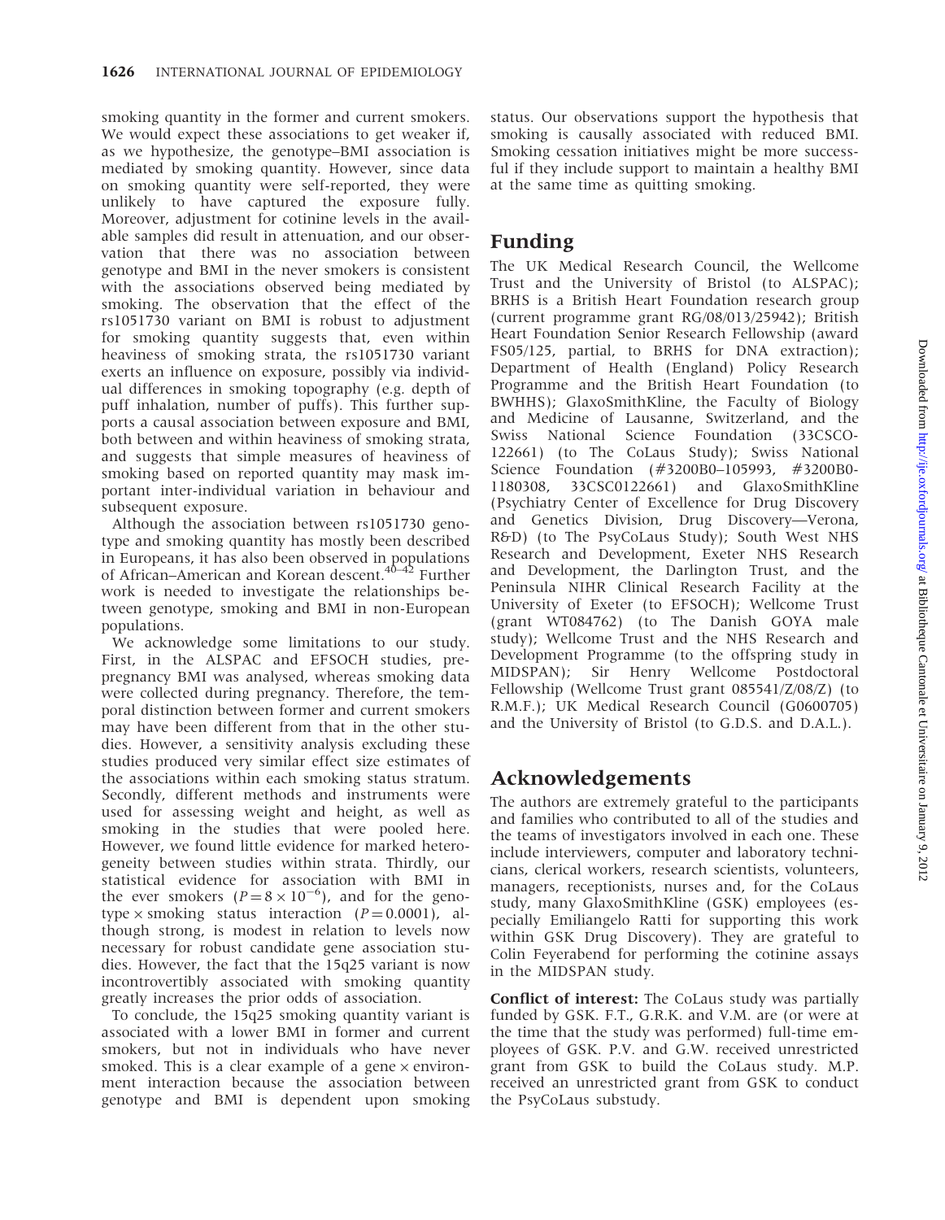smoking quantity in the former and current smokers. We would expect these associations to get weaker if, as we hypothesize, the genotype–BMI association is mediated by smoking quantity. However, since data on smoking quantity were self-reported, they were unlikely to have captured the exposure fully. Moreover, adjustment for cotinine levels in the available samples did result in attenuation, and our observation that there was no association between genotype and BMI in the never smokers is consistent with the associations observed being mediated by smoking. The observation that the effect of the rs1051730 variant on BMI is robust to adjustment for smoking quantity suggests that, even within heaviness of smoking strata, the rs1051730 variant exerts an influence on exposure, possibly via individual differences in smoking topography (e.g. depth of puff inhalation, number of puffs). This further supports a causal association between exposure and BMI, both between and within heaviness of smoking strata, and suggests that simple measures of heaviness of smoking based on reported quantity may mask important inter-individual variation in behaviour and subsequent exposure.

Although the association between rs1051730 genotype and smoking quantity has mostly been described in Europeans, it has also been observed in populations of African–American and Korean descent.[40–42] Further work is needed to investigate the relationships between genotype, smoking and BMI in non-European populations.

We acknowledge some limitations to our study. First, in the ALSPAC and EFSOCH studies, pre-pregnancy BMI was analysed, whereas smoking data were collected during pregnancy. Therefore, the temporal distinction between former and current smokers may have been different from that in the other studies. However, a sensitivity analysis excluding these studies produced very similar effect size estimates of the associations within each smoking status stratum. Secondly, different methods and instruments were used for assessing weight and height, as well as smoking in the studies that were pooled here. However, we found little evidence for marked heterogeneity between studies within strata. Thirdly, our statistical evidence for association with BMI in the ever smokers ($P = 8 \times 10^{-6}$), and for the genotype $\times$ smoking status interaction ($P = 0.0001$), although strong, is modest in relation to levels now necessary for robust candidate gene association studies. However, the fact that the 15q25 variant is now incontrovertibly associated with smoking quantity greatly increases the prior odds of association.

To conclude, the 15q25 smoking quantity variant is associated with a lower BMI in former and current smokers, but not in individuals who have never smoked. This is a clear example of a gene $\times$ environment interaction because the association between genotype and BMI is dependent upon smoking status. Our observations support the hypothesis that smoking is causally associated with reduced BMI. Smoking cessation initiatives might be more successful if they include support to maintain a healthy BMI at the same time as quitting smoking.

## Funding

The UK Medical Research Council, the Wellcome Trust and the University of Bristol (to ALSPAC); BRHS is a British Heart Foundation research group (current programme grant RG/08/013/25942); British Heart Foundation Senior Research Fellowship (award FS05/125, partial, to BRHS for DNA extraction); Department of Health (England) Policy Research Programme and the British Heart Foundation (to BWHHS); GlaxoSmithKline, the Faculty of Biology and Medicine of Lausanne, Switzerland, and the Swiss National Science Foundation (33CSCO-122661) (to The CoLaus Study); Swiss National Science Foundation (#3200B0–105993, #3200B0-1180308, 33CSC0122661) and GlaxoSmithKline (Psychiatry Center of Excellence for Drug Discovery and Genetics Division, Drug Discovery—Verona, R&D) (to The PsyCoLaus Study); South West NHS Research and Development, Exeter NHS Research and Development, the Darlington Trust, and the Peninsula NIHR Clinical Research Facility at the University of Exeter (to EFSOCH); Wellcome Trust (grant WT084762) (to The Danish GOYA male study); Wellcome Trust and the NHS Research and Development Programme (to the offspring study in MIDSPAN); Sir Henry Wellcome Postdoctoral Fellowship (Wellcome Trust grant 085541/Z/08/Z) (to R.M.F.); UK Medical Research Council (G0600705) and the University of Bristol (to G.D.S. and D.A.L.).

## Acknowledgements

The authors are extremely grateful to the participants and families who contributed to all of the studies and the teams of investigators involved in each one. These include interviewers, computer and laboratory technicians, clerical workers, research scientists, volunteers, managers, receptionists, nurses and, for the CoLaus study, many GlaxoSmithKline (GSK) employees (especially Emiliangelo Ratti for supporting this work within GSK Drug Discovery). They are grateful to Colin Feyerabend for performing the cotinine assays in the MIDSPAN study.

**Conflict of interest:** The CoLaus study was partially funded by GSK. F.T., G.R.K. and V.M. are (or were at the time that the study was performed) full-time employees of GSK. P.V. and G.W. received unrestricted grant from GSK to build the CoLaus study. M.P. received an unrestricted grant from GSK to conduct the PsyCoLaus substudy.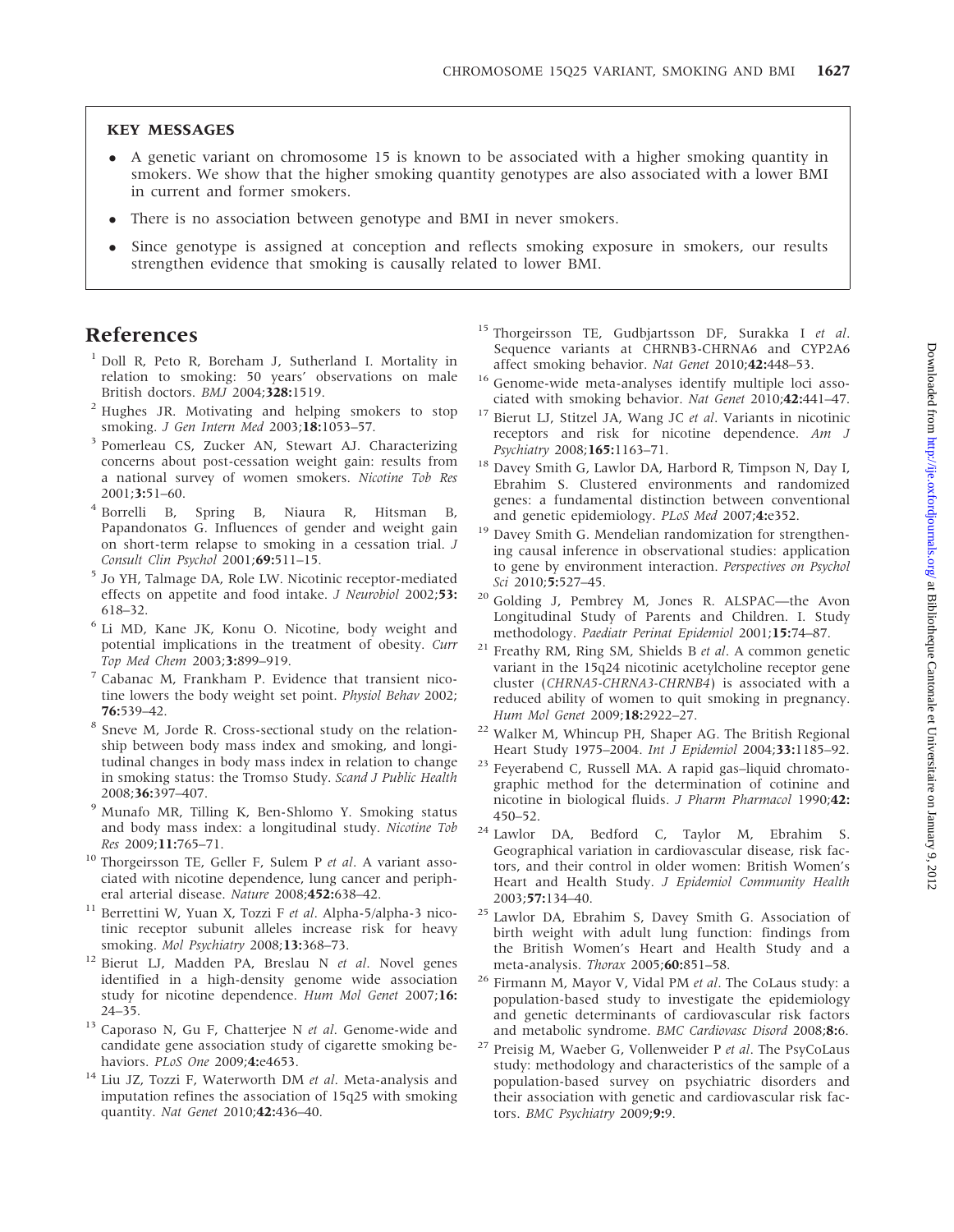## KEY MESSAGES

- A genetic variant on chromosome 15 is known to be associated with a higher smoking quantity in smokers. We show that the higher smoking quantity genotypes are also associated with a lower BMI in current and former smokers.
- There is no association between genotype and BMI in never smokers.
- Since genotype is assigned at conception and reflects smoking exposure in smokers, our results strengthen evidence that smoking is causally related to lower BMI.

## References

1. Doll R, Peto R, Boreham J, Sutherland I. Mortality in relation to smoking: 50 years' observations on male British doctors. *BMJ* 2004;**328:**1519.
2. Hughes JR. Motivating and helping smokers to stop smoking. *J Gen Intern Med* 2003;**18:**1053–57.
3. Pomerleau CS, Zucker AN, Stewart AJ. Characterizing concerns about post-cessation weight gain: results from a national survey of women smokers. *Nicotine Tob Res* 2001;**3:**51–60.
4. Borrelli B, Spring B, Niaura R, Hitsman B, Papandonatos G. Influences of gender and weight gain on short-term relapse to smoking in a cessation trial. *J Consult Clin Psychol* 2001;**69:**511–15.
5. Jo YH, Talmage DA, Role LW. Nicotinic receptor-mediated effects on appetite and food intake. *J Neurobiol* 2002;**53:** 618–32.
6. Li MD, Kane JK, Konu O. Nicotine, body weight and potential implications in the treatment of obesity. *Curr Top Med Chem* 2003;**3:**899–919.
7. Cabanac M, Frankham P. Evidence that transient nicotine lowers the body weight set point. *Physiol Behav* 2002; **76:**539–42.
8. Sneve M, Jorde R. Cross-sectional study on the relationship between body mass index and smoking, and longitudinal changes in body mass index in relation to change in smoking status: the Tromso Study. *Scand J Public Health* 2008;**36:**397–407.
9. Munafo MR, Tilling K, Ben-Shlomo Y. Smoking status and body mass index: a longitudinal study. *Nicotine Tob Res* 2009;**11:**765–71.
10. Thorgeirsson TE, Geller F, Sulem P *et al*. A variant associated with nicotine dependence, lung cancer and peripheral arterial disease. *Nature* 2008;**452:**638–42.
11. Berrettini W, Yuan X, Tozzi F *et al*. Alpha-5/alpha-3 nicotinic receptor subunit alleles increase risk for heavy smoking. *Mol Psychiatry* 2008;**13:**368–73.
12. Bierut LJ, Madden PA, Breslau N *et al*. Novel genes identified in a high-density genome wide association study for nicotine dependence. *Hum Mol Genet* 2007;**16:** 24–35.
13. Caporaso N, Gu F, Chatterjee N *et al*. Genome-wide and candidate gene association study of cigarette smoking behaviors. *PLoS One* 2009;**4:**e4653.
14. Liu JZ, Tozzi F, Waterworth DM *et al*. Meta-analysis and imputation refines the association of 15q25 with smoking quantity. *Nat Genet* 2010;**42:**436–40.
15. Thorgeirsson TE, Gudbjartsson DF, Surakka I *et al*. Sequence variants at CHRNB3-CHRNA6 and CYP2A6 affect smoking behavior. *Nat Genet* 2010;**42:**448–53.
16. Genome-wide meta-analyses identify multiple loci associated with smoking behavior. *Nat Genet* 2010;**42:**441–47.
17. Bierut LJ, Stitzel JA, Wang JC *et al*. Variants in nicotinic receptors and risk for nicotine dependence. *Am J Psychiatry* 2008;**165:**1163–71.
18. Davey Smith G, Lawlor DA, Harbord R, Timpson N, Day I, Ebrahim S. Clustered environments and randomized genes: a fundamental distinction between conventional and genetic epidemiology. *PLoS Med* 2007;**4:**e352.
19. Davey Smith G. Mendelian randomization for strengthening causal inference in observational studies: application to gene by environment interaction. *Perspectives on Psychol Sci* 2010;**5:**527–45.
20. Golding J, Pembrey M, Jones R. ALSPAC—the Avon Longitudinal Study of Parents and Children. I. Study methodology. *Paediatr Perinat Epidemiol* 2001;**15:**74–87.
21. Freathy RM, Ring SM, Shields B *et al*. A common genetic variant in the 15q24 nicotinic acetylcholine receptor gene cluster (*CHRNA5-CHRNA3-CHRNB4*) is associated with a reduced ability of women to quit smoking in pregnancy. *Hum Mol Genet* 2009;**18:**2922–27.
22. Walker M, Whincup PH, Shaper AG. The British Regional Heart Study 1975–2004. *Int J Epidemiol* 2004;**33:**1185–92.
23. Feyerabend C, Russell MA. A rapid gas–liquid chromatographic method for the determination of cotinine and nicotine in biological fluids. *J Pharm Pharmacol* 1990;**42:** 450–52.
24. Lawlor DA, Bedford C, Taylor M, Ebrahim S. Geographical variation in cardiovascular disease, risk factors, and their control in older women: British Women's Heart and Health Study. *J Epidemiol Community Health* 2003;**57:**134–40.
25. Lawlor DA, Ebrahim S, Davey Smith G. Association of birth weight with adult lung function: findings from the British Women's Heart and Health Study and a meta-analysis. *Thorax* 2005;**60:**851–58.
26. Firmann M, Mayor V, Vidal PM *et al*. The CoLaus study: a population-based study to investigate the epidemiology and genetic determinants of cardiovascular risk factors and metabolic syndrome. *BMC Cardiovasc Disord* 2008;**8:**6.
27. Preisig M, Waeber G, Vollenweider P *et al*. The PsyCoLaus study: methodology and characteristics of the sample of a population-based survey on psychiatric disorders and their association with genetic and cardiovascular risk factors. *BMC Psychiatry* 2009;**9:**9.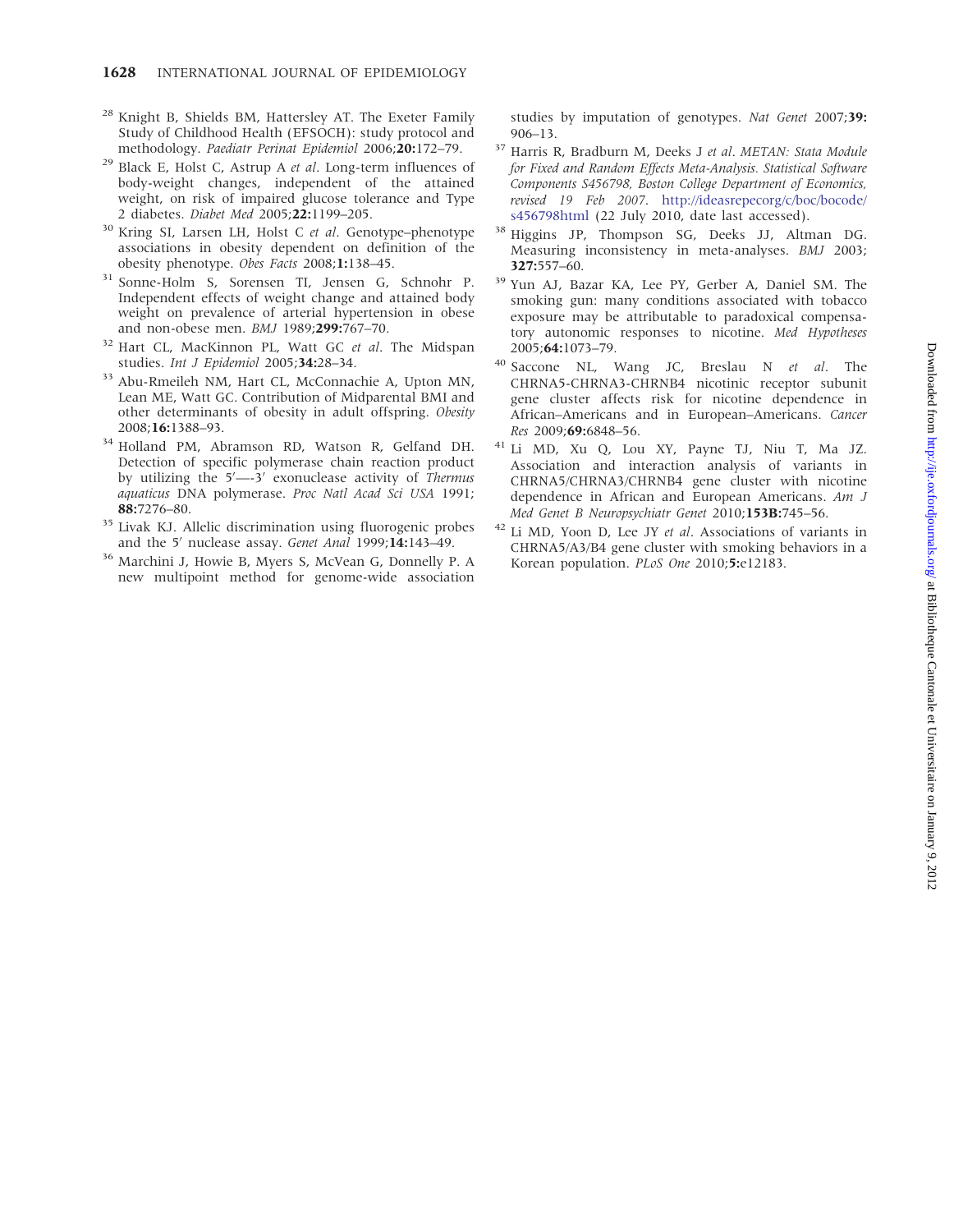28. Knight B, Shields BM, Hattersley AT. The Exeter Family Study of Childhood Health (EFSOCH): study protocol and methodology. *Paediatr Perinat Epidemiol* 2006;**20:**172–79.
29. Black E, Holst C, Astrup A *et al*. Long-term influences of body-weight changes, independent of the attained weight, on risk of impaired glucose tolerance and Type 2 diabetes. *Diabet Med* 2005;**22:**1199–205.
30. Kring SI, Larsen LH, Holst C *et al*. Genotype–phenotype associations in obesity dependent on definition of the obesity phenotype. *Obes Facts* 2008;**1:**138–45.
31. Sonne-Holm S, Sorensen TI, Jensen G, Schnohr P. Independent effects of weight change and attained body weight on prevalence of arterial hypertension in obese and non-obese men. *BMJ* 1989;**299:**767–70.
32. Hart CL, MacKinnon PL, Watt GC *et al*. The Midspan studies. *Int J Epidemiol* 2005;**34:**28–34.
33. Abu-Rmeileh NM, Hart CL, McConnachie A, Upton MN, Lean ME, Watt GC. Contribution of Midparental BMI and other determinants of obesity in adult offspring. *Obesity* 2008;**16:**1388–93.
34. Holland PM, Abramson RD, Watson R, Gelfand DH. Detection of specific polymerase chain reaction product by utilizing the 5′—-3′ exonuclease activity of *Thermus aquaticus* DNA polymerase. *Proc Natl Acad Sci USA* 1991; **88:**7276–80.
35. Livak KJ. Allelic discrimination using fluorogenic probes and the 5′ nuclease assay. *Genet Anal* 1999;**14:**143–49.
36. Marchini J, Howie B, Myers S, McVean G, Donnelly P. A new multipoint method for genome-wide association studies by imputation of genotypes. *Nat Genet* 2007;**39:** 906–13.
37. Harris R, Bradburn M, Deeks J *et al*. *METAN: Stata Module for Fixed and Random Effects Meta-Analysis. Statistical Software Components S456798, Boston College Department of Economics, revised 19 Feb 2007*. http://ideasrepecorg/c/boc/bocode/s456798html (22 July 2010, date last accessed).
38. Higgins JP, Thompson SG, Deeks JJ, Altman DG. Measuring inconsistency in meta-analyses. *BMJ* 2003; **327:**557–60.
39. Yun AJ, Bazar KA, Lee PY, Gerber A, Daniel SM. The smoking gun: many conditions associated with tobacco exposure may be attributable to paradoxical compensatory autonomic responses to nicotine. *Med Hypotheses* 2005;**64:**1073–79.
40. Saccone NL, Wang JC, Breslau N *et al*. The CHRNA5-CHRNA3-CHRNB4 nicotinic receptor subunit gene cluster affects risk for nicotine dependence in African–Americans and in European–Americans. *Cancer Res* 2009;**69:**6848–56.
41. Li MD, Xu Q, Lou XY, Payne TJ, Niu T, Ma JZ. Association and interaction analysis of variants in CHRNA5/CHRNA3/CHRNB4 gene cluster with nicotine dependence in African and European Americans. *Am J Med Genet B Neuropsychiatr Genet* 2010;**153B:**745–56.
42. Li MD, Yoon D, Lee JY *et al*. Associations of variants in CHRNA5/A3/B4 gene cluster with smoking behaviors in a Korean population. *PLoS One* 2010;**5:**e12183.